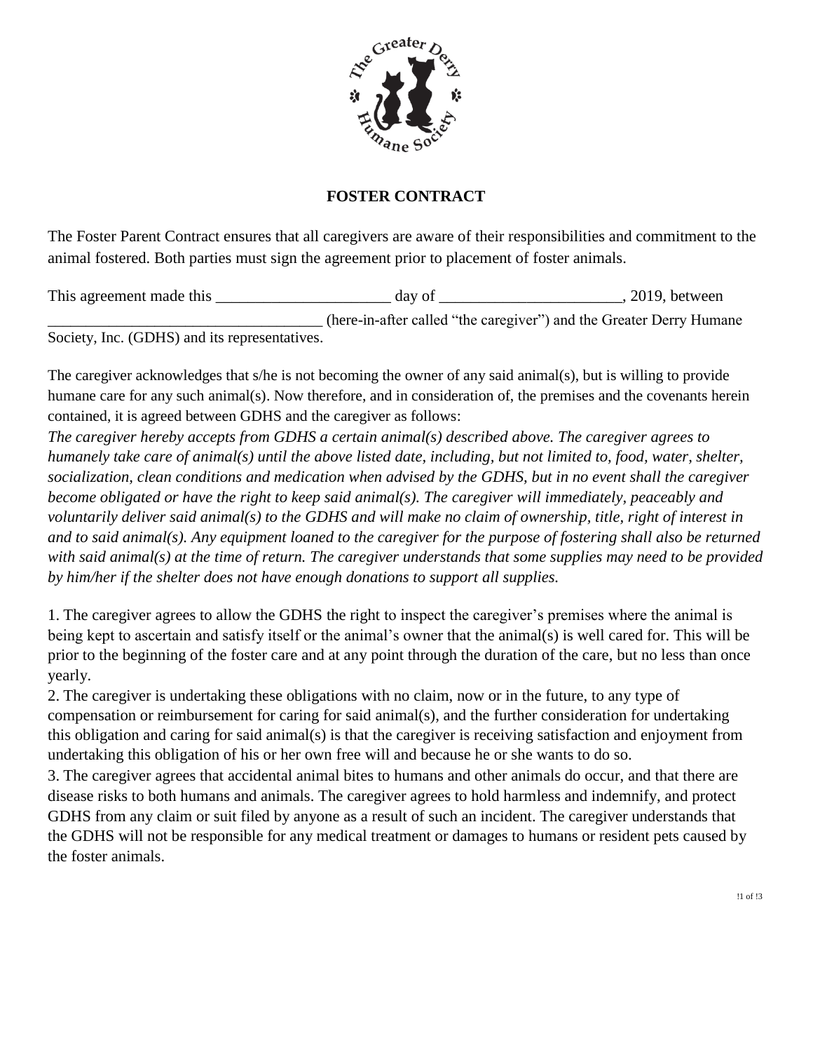# FOSTER CONTRACT

The Foster Parent Contract ensures that all caregivers are aware of their responsibilities and commitment to the animal fostered. Both parties must sign the agreement prior to placement of foster animals.

This agreement made this ______________________ day of _______________________, 2019, between ___________________________________ (here-in-after called "the caregiver") and the Greater Derry Humane Society, Inc. (GDHS) and its representatives.

The caregiver acknowledges that s/he is not becoming the owner of any said animal(s), but is willing to provide humane care for any such animal(s). Now therefore, and in consideration of, the premises and the covenants herein contained, it is agreed between GDHS and the caregiver as follows:

*The caregiver hereby accepts from GDHS a certain animal(s) described above. The caregiver agrees to humanely take care of animal(s) until the above listed date, including, but not limited to, food, water, shelter, socialization, clean conditions and medication when advised by the GDHS, but in no event shall the caregiver become obligated or have the right to keep said animal(s). The caregiver will immediately, peaceably and voluntarily deliver said animal(s) to the GDHS and will make no claim of ownership, title, right of interest in and to said animal(s). Any equipment loaned to the caregiver for the purpose of fostering shall also be returned with said animal(s) at the time of return. The caregiver understands that some supplies may need to be provided by him/her if the shelter does not have enough donations to support all supplies.*

1. The caregiver agrees to allow the GDHS the right to inspect the caregiver's premises where the animal is being kept to ascertain and satisfy itself or the animal's owner that the animal(s) is well cared for. This will be prior to the beginning of the foster care and at any point through the duration of the care, but no less than once yearly.
2. The caregiver is undertaking these obligations with no claim, now or in the future, to any type of compensation or reimbursement for caring for said animal(s), and the further consideration for undertaking this obligation and caring for said animal(s) is that the caregiver is receiving satisfaction and enjoyment from undertaking this obligation of his or her own free will and because he or she wants to do so.
3. The caregiver agrees that accidental animal bites to humans and other animals do occur, and that there are disease risks to both humans and animals. The caregiver agrees to hold harmless and indemnify, and protect GDHS from any claim or suit filed by anyone as a result of such an incident. The caregiver understands that the GDHS will not be responsible for any medical treatment or damages to humans or resident pets caused by the foster animals.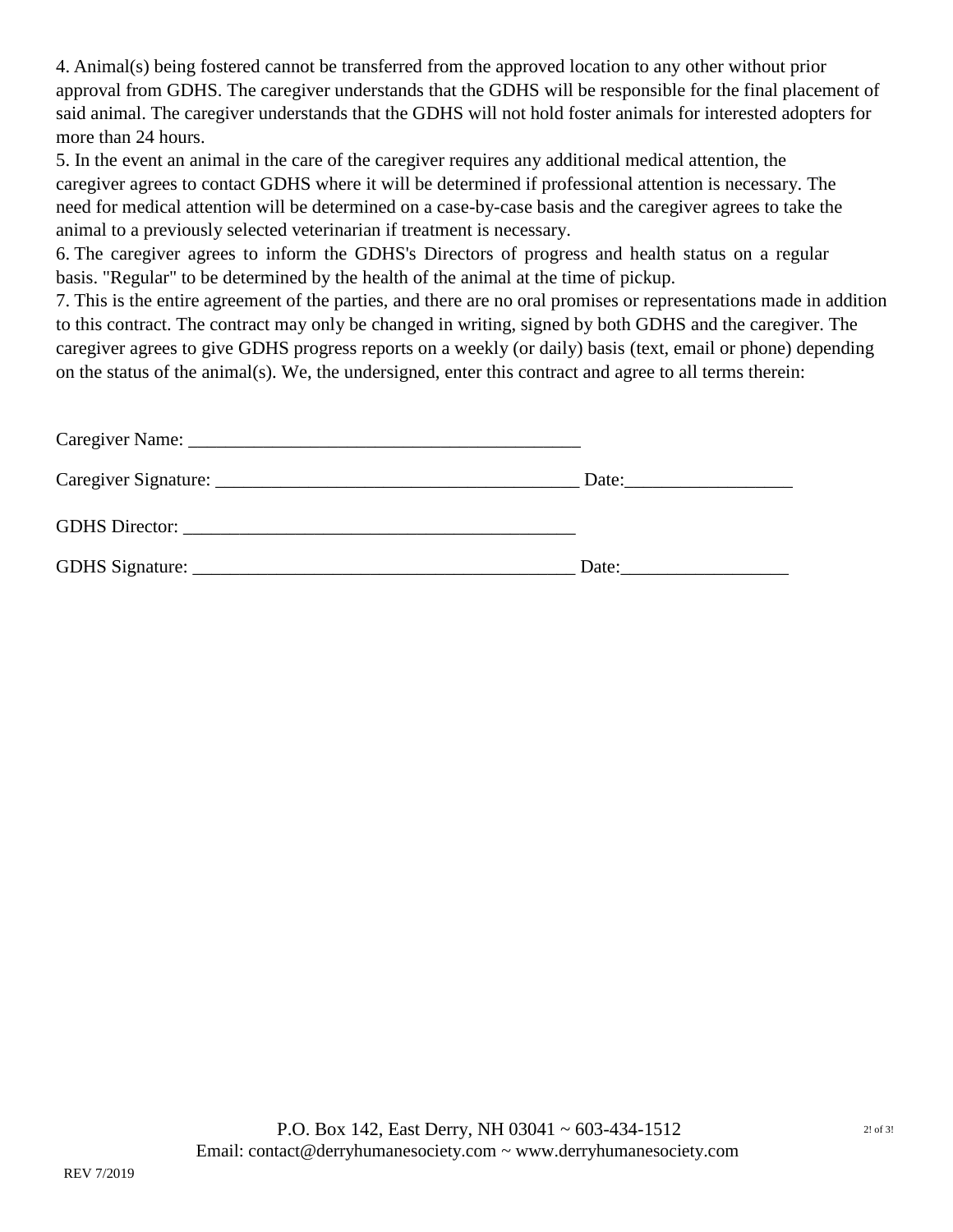4. Animal(s) being fostered cannot be transferred from the approved location to any other without prior approval from GDHS. The caregiver understands that the GDHS will be responsible for the final placement of said animal. The caregiver understands that the GDHS will not hold foster animals for interested adopters for more than 24 hours.

5. In the event an animal in the care of the caregiver requires any additional medical attention, the caregiver agrees to contact GDHS where it will be determined if professional attention is necessary. The need for medical attention will be determined on a case-by-case basis and the caregiver agrees to take the animal to a previously selected veterinarian if treatment is necessary.

6. The caregiver agrees to inform the GDHS's Directors of progress and health status on a regular basis. "Regular" to be determined by the health of the animal at the time of pickup.

7. This is the entire agreement of the parties, and there are no oral promises or representations made in addition to this contract. The contract may only be changed in writing, signed by both GDHS and the caregiver. The caregiver agrees to give GDHS progress reports on a weekly (or daily) basis (text, email or phone) depending on the status of the animal(s). We, the undersigned, enter this contract and agree to all terms therein:

Caregiver Name: ___________________________________________

Caregiver Signature: ________________________________________ Date:__________________

GDHS Director: ___________________________________________

GDHS Signature: __________________________________________ Date:__________________

P.O. Box 142, East Derry, NH 03041 ~ 603-434-1512
Email: contact@derryhumanesociety.com ~ www.derryhumanesociety.com

REV 7/2019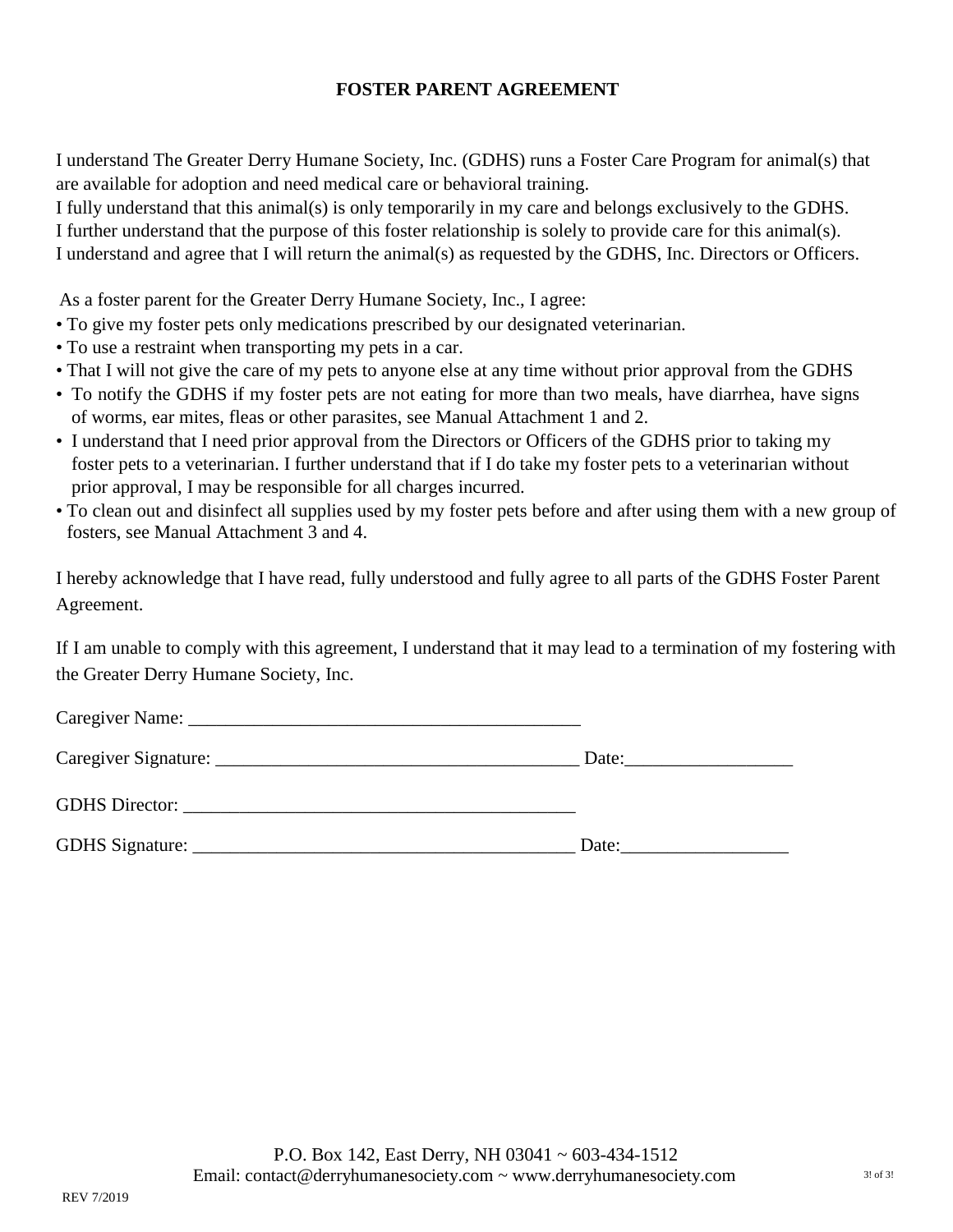# FOSTER PARENT AGREEMENT

I understand The Greater Derry Humane Society, Inc. (GDHS) runs a Foster Care Program for animal(s) that are available for adoption and need medical care or behavioral training.
I fully understand that this animal(s) is only temporarily in my care and belongs exclusively to the GDHS.
I further understand that the purpose of this foster relationship is solely to provide care for this animal(s).
I understand and agree that I will return the animal(s) as requested by the GDHS, Inc. Directors or Officers.

As a foster parent for the Greater Derry Humane Society, Inc., I agree:

- To give my foster pets only medications prescribed by our designated veterinarian.
- To use a restraint when transporting my pets in a car.
- That I will not give the care of my pets to anyone else at any time without prior approval from the GDHS
- To notify the GDHS if my foster pets are not eating for more than two meals, have diarrhea, have signs of worms, ear mites, fleas or other parasites, see Manual Attachment 1 and 2.
- I understand that I need prior approval from the Directors or Officers of the GDHS prior to taking my foster pets to a veterinarian. I further understand that if I do take my foster pets to a veterinarian without prior approval, I may be responsible for all charges incurred.
- To clean out and disinfect all supplies used by my foster pets before and after using them with a new group of fosters, see Manual Attachment 3 and 4.

I hereby acknowledge that I have read, fully understood and fully agree to all parts of the GDHS Foster Parent Agreement.

If I am unable to comply with this agreement, I understand that it may lead to a termination of my fostering with the Greater Derry Humane Society, Inc.

Caregiver Name: ___________________________________________

Caregiver Signature: _______________________________________ Date:__________________

GDHS Director: ___________________________________________

GDHS Signature: __________________________________________ Date:__________________

P.O. Box 142, East Derry, NH 03041 ~ 603-434-1512
Email: contact@derryhumanesociety.com ~ www.derryhumanesociety.com

REV 7/2019